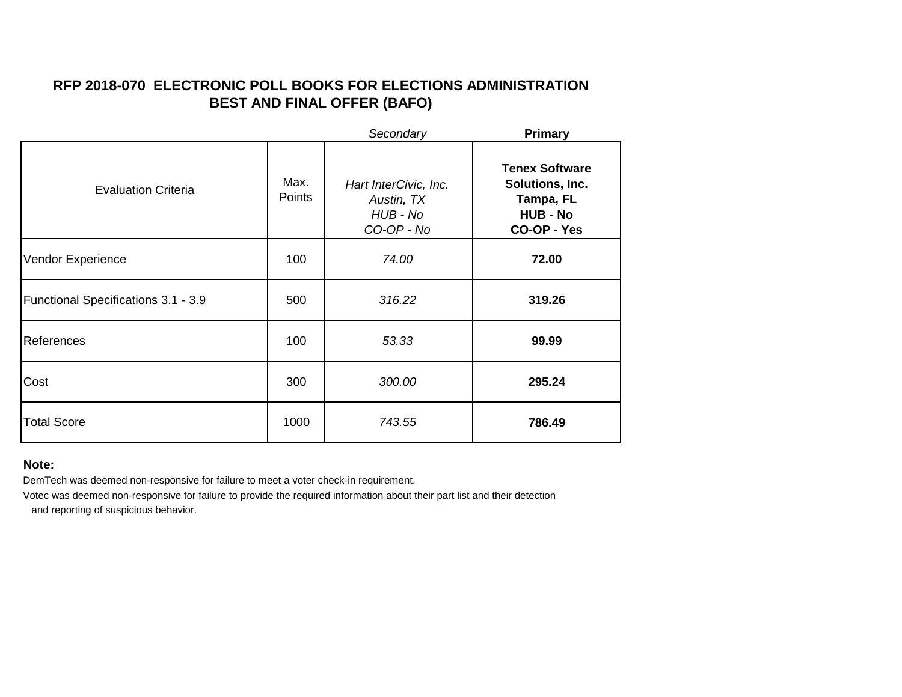## RFP 2018-070 ELECTRONIC POLL BOOKS FOR ELECTIONS ADMINISTRATION
## BEST AND FINAL OFFER (BAFO)

| | | *Secondary* | **Primary** |
|---|---|---|---|
| Evaluation Criteria | Max. Points | *Hart InterCivic, Inc.*<br>*Austin, TX*<br>*HUB - No*<br>*CO-OP - No* | **Tenex Software Solutions, Inc.**<br>**Tampa, FL**<br>**HUB - No**<br>**CO-OP - Yes** |
| Vendor Experience | 100 | *74.00* | **72.00** |
| Functional Specifications 3.1 - 3.9 | 500 | *316.22* | **319.26** |
| References | 100 | *53.33* | **99.99** |
| Cost | 300 | *300.00* | **295.24** |
| Total Score | 1000 | *743.55* | **786.49** |

**Note:**

DemTech was deemed non-responsive for failure to meet a voter check-in requirement.

Votec was deemed non-responsive for failure to provide the required information about their part list and their detection and reporting of suspicious behavior.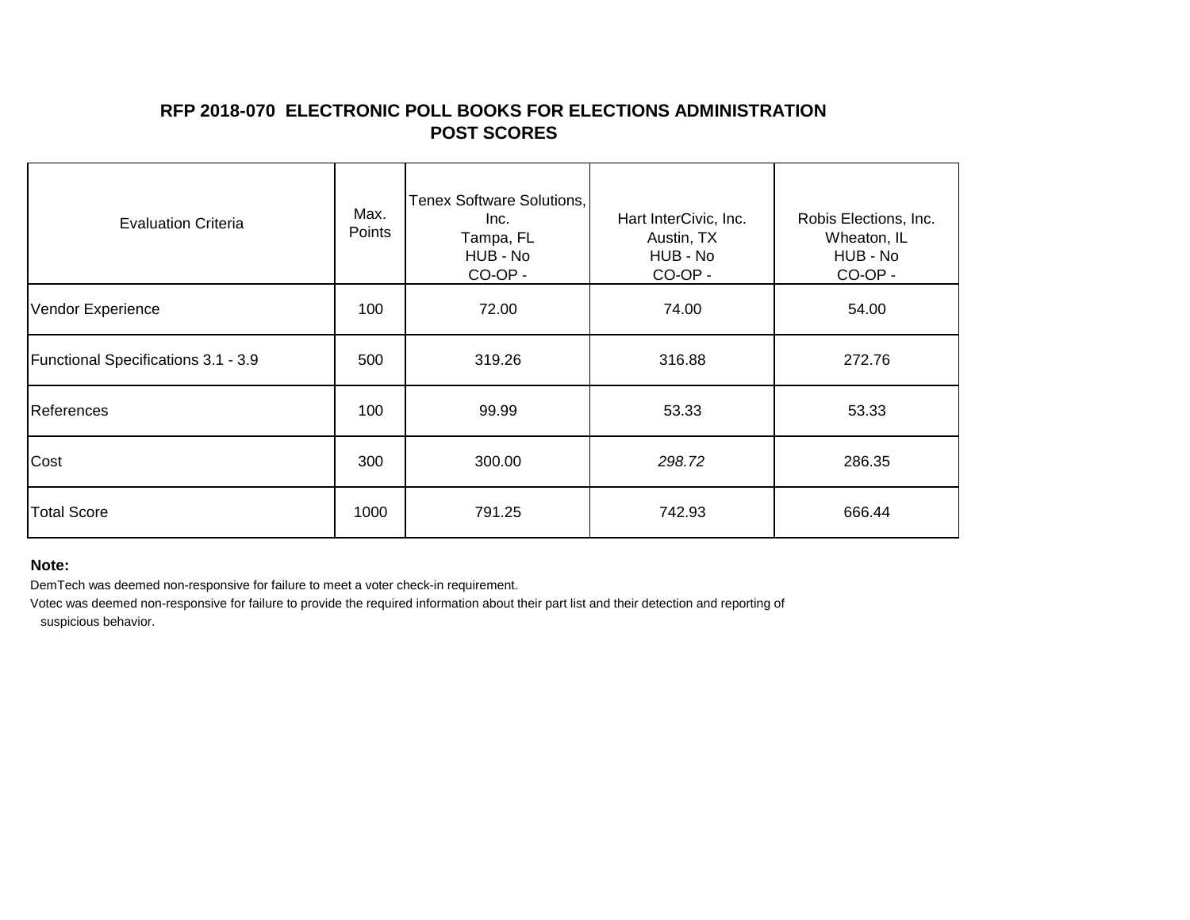## RFP 2018-070 ELECTRONIC POLL BOOKS FOR ELECTIONS ADMINISTRATION
## POST SCORES

| Evaluation Criteria | Max. Points | Tenex Software Solutions, Inc.<br>Tampa, FL<br>HUB - No<br>CO-OP - | Hart InterCivic, Inc.<br>Austin, TX<br>HUB - No<br>CO-OP - | Robis Elections, Inc.<br>Wheaton, IL<br>HUB - No<br>CO-OP - |
|---|---|---|---|---|
| Vendor Experience | 100 | 72.00 | 74.00 | 54.00 |
| Functional Specifications 3.1 - 3.9 | 500 | 319.26 | 316.88 | 272.76 |
| References | 100 | 99.99 | 53.33 | 53.33 |
| Cost | 300 | 300.00 | *298.72* | 286.35 |
| Total Score | 1000 | 791.25 | 742.93 | 666.44 |

**Note:**

DemTech was deemed non-responsive for failure to meet a voter check-in requirement.

Votec was deemed non-responsive for failure to provide the required information about their part list and their detection and reporting of suspicious behavior.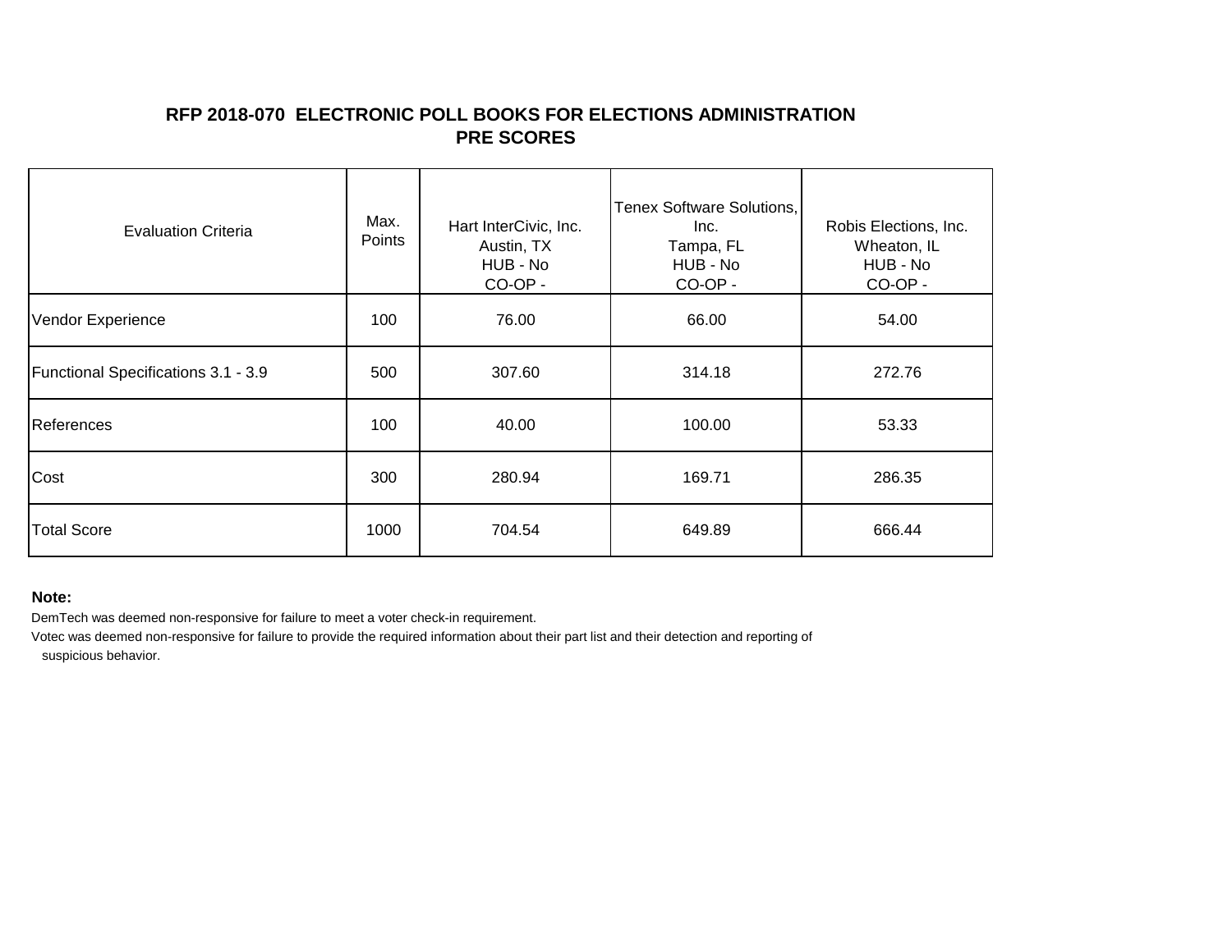## RFP 2018-070 ELECTRONIC POLL BOOKS FOR ELECTIONS ADMINISTRATION
## PRE SCORES

| Evaluation Criteria | Max. Points | Hart InterCivic, Inc. Austin, TX HUB - No CO-OP - | Tenex Software Solutions, Inc. Tampa, FL HUB - No CO-OP - | Robis Elections, Inc. Wheaton, IL HUB - No CO-OP - |
|---|---|---|---|---|
| Vendor Experience | 100 | 76.00 | 66.00 | 54.00 |
| Functional Specifications 3.1 - 3.9 | 500 | 307.60 | 314.18 | 272.76 |
| References | 100 | 40.00 | 100.00 | 53.33 |
| Cost | 300 | 280.94 | 169.71 | 286.35 |
| Total Score | 1000 | 704.54 | 649.89 | 666.44 |

**Note:**

DemTech was deemed non-responsive for failure to meet a voter check-in requirement.

Votec was deemed non-responsive for failure to provide the required information about their part list and their detection and reporting of suspicious behavior.